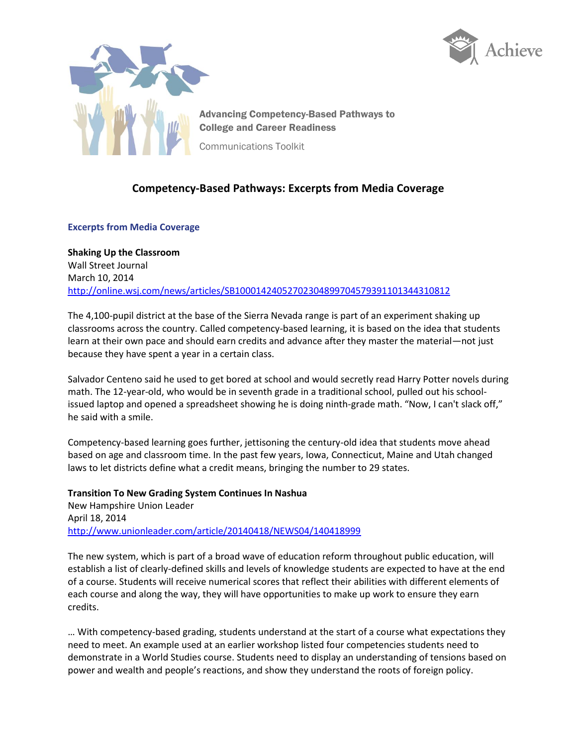Advancing Competency-Based Pathways to College and Career Readiness

Communications Toolkit

# Competency-Based Pathways: Excerpts from Media Coverage

## Excerpts from Media Coverage

**Shaking Up the Classroom**
Wall Street Journal
March 10, 2014
http://online.wsj.com/news/articles/SB10001424052702304899704579391101344310812

The 4,100-pupil district at the base of the Sierra Nevada range is part of an experiment shaking up classrooms across the country. Called competency-based learning, it is based on the idea that students learn at their own pace and should earn credits and advance after they master the material—not just because they have spent a year in a certain class.

Salvador Centeno said he used to get bored at school and would secretly read Harry Potter novels during math. The 12-year-old, who would be in seventh grade in a traditional school, pulled out his school-issued laptop and opened a spreadsheet showing he is doing ninth-grade math. "Now, I can't slack off," he said with a smile.

Competency-based learning goes further, jettisoning the century-old idea that students move ahead based on age and classroom time. In the past few years, Iowa, Connecticut, Maine and Utah changed laws to let districts define what a credit means, bringing the number to 29 states.

**Transition To New Grading System Continues In Nashua**
New Hampshire Union Leader
April 18, 2014
http://www.unionleader.com/article/20140418/NEWS04/140418999

The new system, which is part of a broad wave of education reform throughout public education, will establish a list of clearly-defined skills and levels of knowledge students are expected to have at the end of a course. Students will receive numerical scores that reflect their abilities with different elements of each course and along the way, they will have opportunities to make up work to ensure they earn credits.

… With competency-based grading, students understand at the start of a course what expectations they need to meet. An example used at an earlier workshop listed four competencies students need to demonstrate in a World Studies course. Students need to display an understanding of tensions based on power and wealth and people's reactions, and show they understand the roots of foreign policy.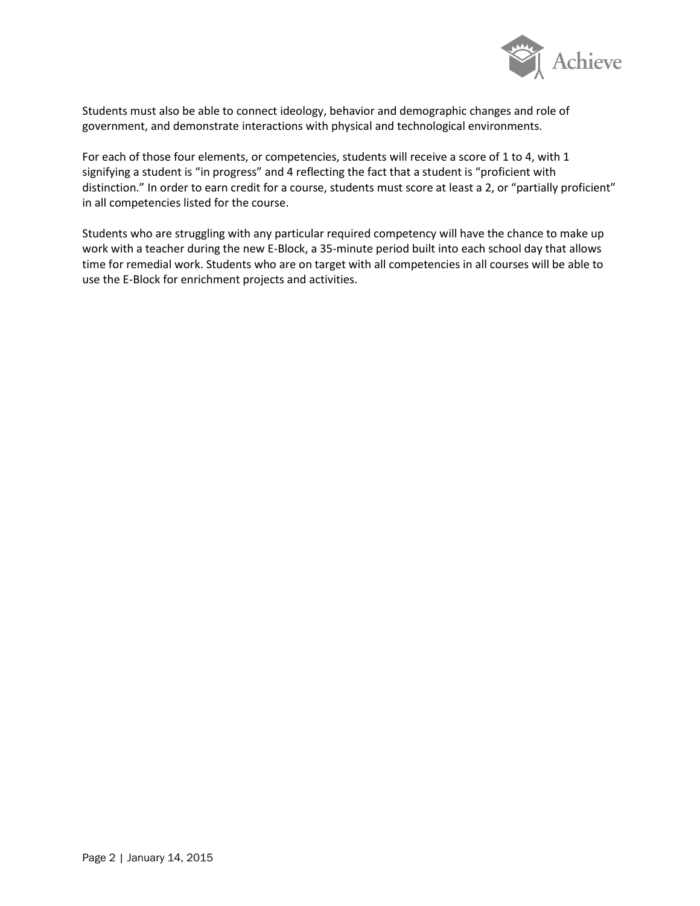Students must also be able to connect ideology, behavior and demographic changes and role of government, and demonstrate interactions with physical and technological environments.

For each of those four elements, or competencies, students will receive a score of 1 to 4, with 1 signifying a student is "in progress" and 4 reflecting the fact that a student is "proficient with distinction." In order to earn credit for a course, students must score at least a 2, or "partially proficient" in all competencies listed for the course.

Students who are struggling with any particular required competency will have the chance to make up work with a teacher during the new E-Block, a 35-minute period built into each school day that allows time for remedial work. Students who are on target with all competencies in all courses will be able to use the E-Block for enrichment projects and activities.